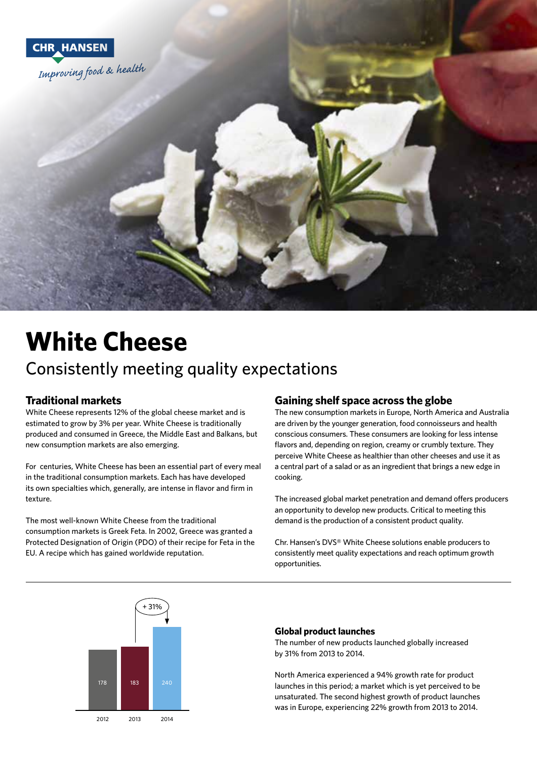CHR HANSEN

*Improving food & health*

# White Cheese

## Consistently meeting quality expectations

### Traditional markets

White Cheese represents 12% of the global cheese market and is estimated to grow by 3% per year. White Cheese is traditionally produced and consumed in Greece, the Middle East and Balkans, but new consumption markets are also emerging.

For centuries, White Cheese has been an essential part of every meal in the traditional consumption markets. Each has have developed its own specialties which, generally, are intense in flavor and firm in texture.

The most well-known White Cheese from the traditional consumption markets is Greek Feta. In 2002, Greece was granted a Protected Designation of Origin (PDO) of their recipe for Feta in the EU. A recipe which has gained worldwide reputation.

### Gaining shelf space across the globe

The new consumption markets in Europe, North America and Australia are driven by the younger generation, food connoisseurs and health conscious consumers. These consumers are looking for less intense flavors and, depending on region, creamy or crumbly texture. They perceive White Cheese as healthier than other cheeses and use it as a central part of a salad or as an ingredient that brings a new edge in cooking.

The increased global market penetration and demand offers producers an opportunity to develop new products. Critical to meeting this demand is the production of a consistent product quality.

Chr. Hansen's DVS® White Cheese solutions enable producers to consistently meet quality expectations and reach optimum growth opportunities.

| 2012 | 2013 | 2014 |
|---|---|---|
| 178 | 183 | 240 |

+ 31% (2013 to 2014)

### Global product launches

The number of new products launched globally increased by 31% from 2013 to 2014.

North America experienced a 94% growth rate for product launches in this period; a market which is yet perceived to be unsaturated. The second highest growth of product launches was in Europe, experiencing 22% growth from 2013 to 2014.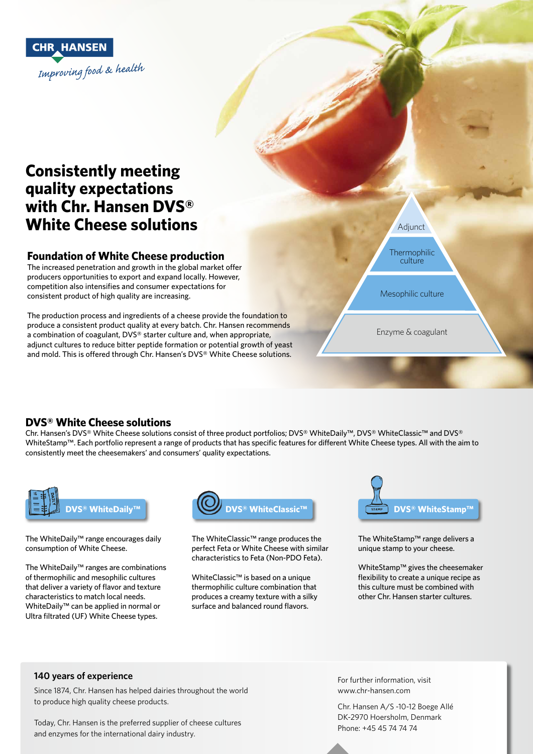CHR HANSEN

*Improving food & health*

# Consistently meeting quality expectations with Chr. Hansen DVS® White Cheese solutions

## Foundation of White Cheese production

The increased penetration and growth in the global market offer producers opportunities to export and expand locally. However, competition also intensifies and consumer expectations for consistent product of high quality are increasing.

The production process and ingredients of a cheese provide the foundation to produce a consistent product quality at every batch. Chr. Hansen recommends a combination of coagulant, DVS® starter culture and, when appropriate, adjunct cultures to reduce bitter peptide formation or potential growth of yeast and mold. This is offered through Chr. Hansen's DVS® White Cheese solutions.

Adjunct

Thermophilic culture

Mesophilic culture

Enzyme & coagulant

## DVS® White Cheese solutions

Chr. Hansen's DVS® White Cheese solutions consist of three product portfolios; DVS® WhiteDaily™, DVS® WhiteClassic™ and DVS® WhiteStamp™. Each portfolio represent a range of products that has specific features for different White Cheese types. All with the aim to consistently meet the cheesemakers' and consumers' quality expectations.

### DVS® WhiteDaily™

The WhiteDaily™ range encourages daily consumption of White Cheese.

The WhiteDaily™ ranges are combinations of thermophilic and mesophilic cultures that deliver a variety of flavor and texture characteristics to match local needs. WhiteDaily™ can be applied in normal or Ultra filtrated (UF) White Cheese types.

### DVS® WhiteClassic™

The WhiteClassic™ range produces the perfect Feta or White Cheese with similar characteristics to Feta (Non-PDO Feta).

WhiteClassic™ is based on a unique thermophilic culture combination that produces a creamy texture with a silky surface and balanced round flavors.

### DVS® WhiteStamp™

The WhiteStamp™ range delivers a unique stamp to your cheese.

WhiteStamp™ gives the cheesemaker flexibility to create a unique recipe as this culture must be combined with other Chr. Hansen starter cultures.

## 140 years of experience

Since 1874, Chr. Hansen has helped dairies throughout the world to produce high quality cheese products.

Today, Chr. Hansen is the preferred supplier of cheese cultures and enzymes for the international dairy industry.

For further information, visit www.chr-hansen.com

Chr. Hansen A/S -10-12 Boege Allé
DK-2970 Hoersholm, Denmark
Phone: +45 45 74 74 74